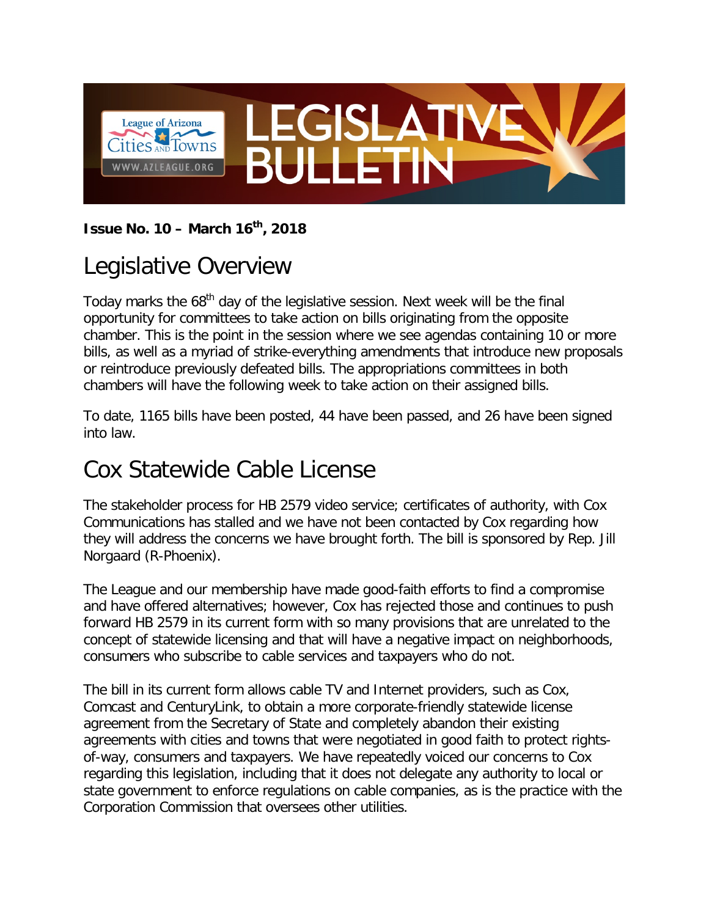League of Arizona Cities and Towns

WWW.AZLEAGUE.ORG

# LEGISLATIVE BULLETIN

**Issue No. 10 – March 16th, 2018**

## Legislative Overview

Today marks the 68th day of the legislative session. Next week will be the final opportunity for committees to take action on bills originating from the opposite chamber. This is the point in the session where we see agendas containing 10 or more bills, as well as a myriad of strike-everything amendments that introduce new proposals or reintroduce previously defeated bills. The appropriations committees in both chambers will have the following week to take action on their assigned bills.

To date, 1165 bills have been posted, 44 have been passed, and 26 have been signed into law.

## Cox Statewide Cable License

The stakeholder process for HB 2579 video service; certificates of authority, with Cox Communications has stalled and we have not been contacted by Cox regarding how they will address the concerns we have brought forth. The bill is sponsored by Rep. Jill Norgaard (R-Phoenix).

The League and our membership have made good-faith efforts to find a compromise and have offered alternatives; however, Cox has rejected those and continues to push forward HB 2579 in its current form with so many provisions that are unrelated to the concept of statewide licensing and that will have a negative impact on neighborhoods, consumers who subscribe to cable services and taxpayers who do not.

The bill in its current form allows cable TV and Internet providers, such as Cox, Comcast and CenturyLink, to obtain a more corporate-friendly statewide license agreement from the Secretary of State and completely abandon their existing agreements with cities and towns that were negotiated in good faith to protect rights-of-way, consumers and taxpayers. We have repeatedly voiced our concerns to Cox regarding this legislation, including that it does not delegate any authority to local or state government to enforce regulations on cable companies, as is the practice with the Corporation Commission that oversees other utilities.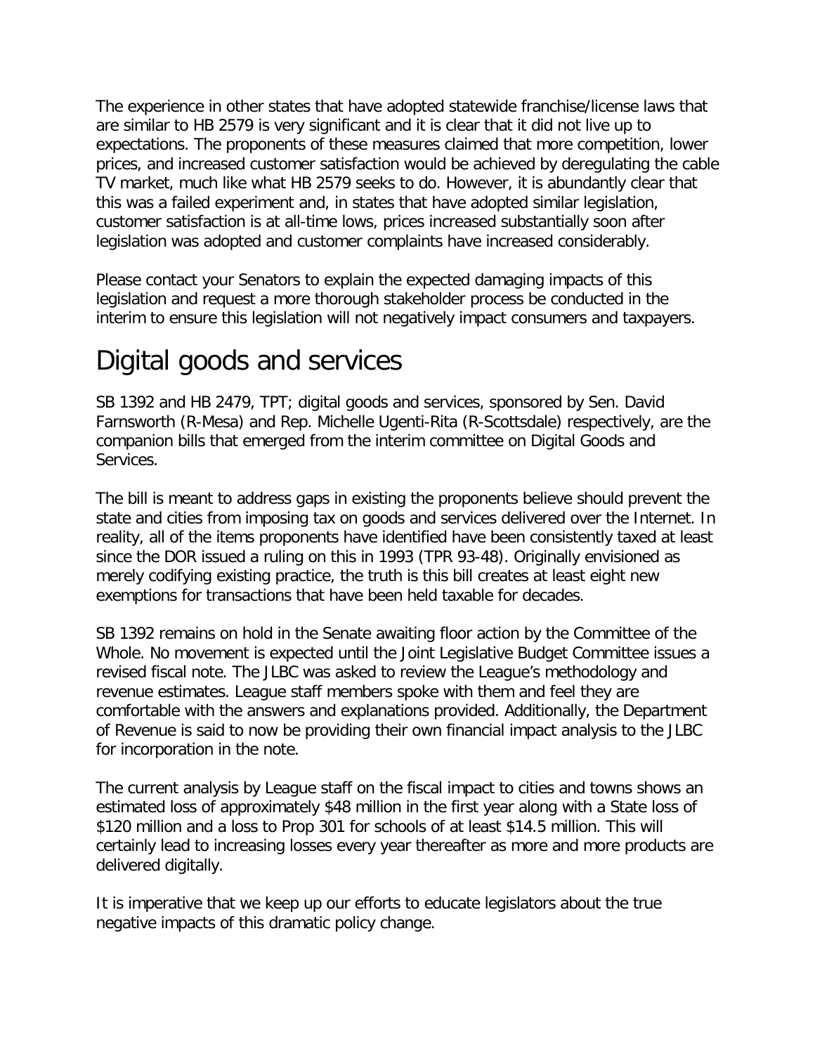The experience in other states that have adopted statewide franchise/license laws that are similar to HB 2579 is very significant and it is clear that it did not live up to expectations. The proponents of these measures claimed that more competition, lower prices, and increased customer satisfaction would be achieved by deregulating the cable TV market, much like what HB 2579 seeks to do. However, it is abundantly clear that this was a failed experiment and, in states that have adopted similar legislation, customer satisfaction is at all-time lows, prices increased substantially soon after legislation was adopted and customer complaints have increased considerably.

Please contact your Senators to explain the expected damaging impacts of this legislation and request a more thorough stakeholder process be conducted in the interim to ensure this legislation will not negatively impact consumers and taxpayers.

# Digital goods and services

SB 1392 and HB 2479, TPT; digital goods and services, sponsored by Sen. David Farnsworth (R-Mesa) and Rep. Michelle Ugenti-Rita (R-Scottsdale) respectively, are the companion bills that emerged from the interim committee on Digital Goods and Services.

The bill is meant to address gaps in existing the proponents believe should prevent the state and cities from imposing tax on goods and services delivered over the Internet. In reality, all of the items proponents have identified have been consistently taxed at least since the DOR issued a ruling on this in 1993 (TPR 93-48). Originally envisioned as merely codifying existing practice, the truth is this bill creates at least eight new exemptions for transactions that have been held taxable for decades.

SB 1392 remains on hold in the Senate awaiting floor action by the Committee of the Whole. No movement is expected until the Joint Legislative Budget Committee issues a revised fiscal note. The JLBC was asked to review the League's methodology and revenue estimates. League staff members spoke with them and feel they are comfortable with the answers and explanations provided. Additionally, the Department of Revenue is said to now be providing their own financial impact analysis to the JLBC for incorporation in the note.

The current analysis by League staff on the fiscal impact to cities and towns shows an estimated loss of approximately $48 million in the first year along with a State loss of $120 million and a loss to Prop 301 for schools of at least $14.5 million. This will certainly lead to increasing losses every year thereafter as more and more products are delivered digitally.

It is imperative that we keep up our efforts to educate legislators about the true negative impacts of this dramatic policy change.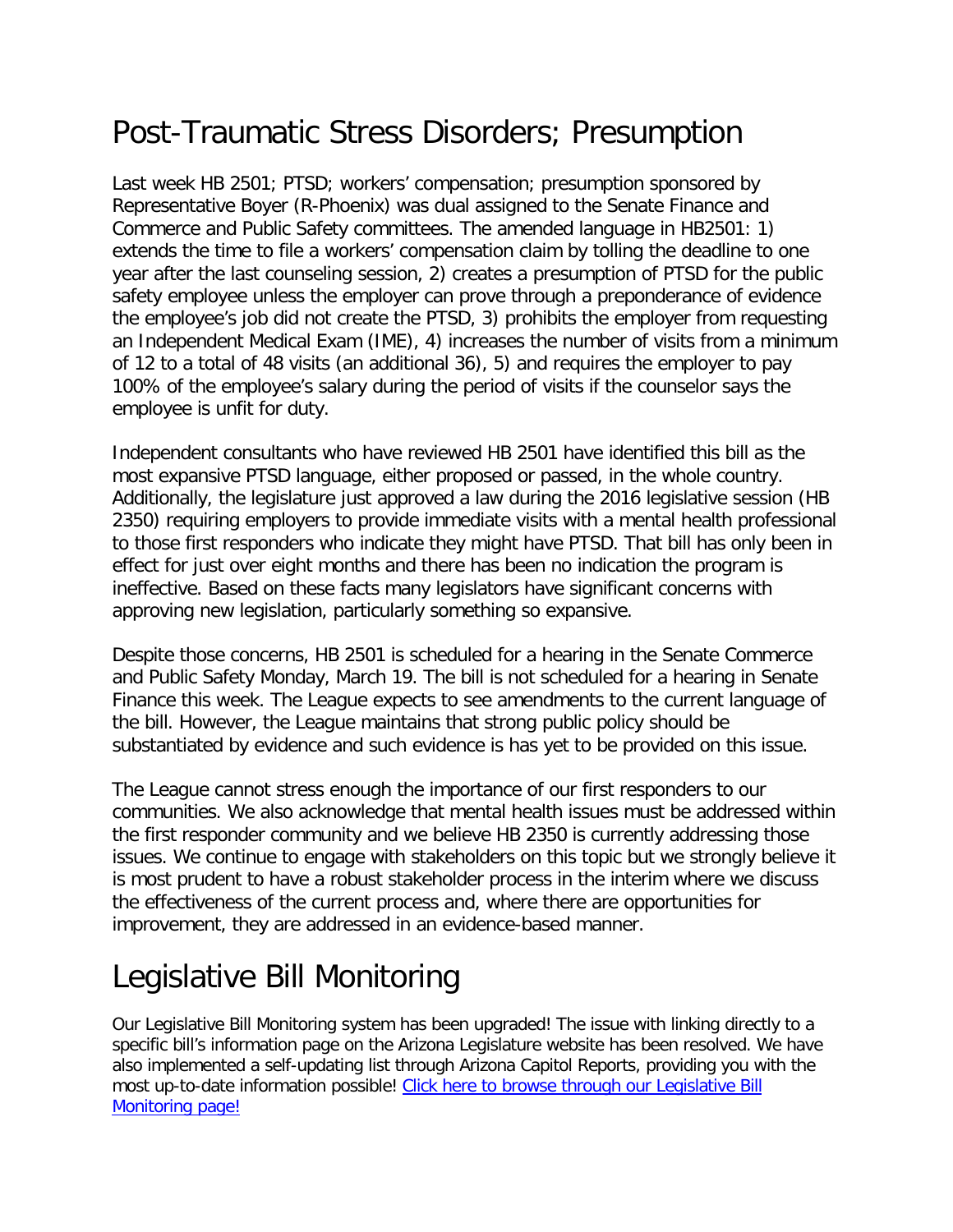# Post-Traumatic Stress Disorders; Presumption

Last week HB 2501; PTSD; workers' compensation; presumption sponsored by Representative Boyer (R-Phoenix) was dual assigned to the Senate Finance and Commerce and Public Safety committees. The amended language in HB2501: 1) extends the time to file a workers' compensation claim by tolling the deadline to one year after the last counseling session, 2) creates a presumption of PTSD for the public safety employee unless the employer can prove through a preponderance of evidence the employee's job did not create the PTSD, 3) prohibits the employer from requesting an Independent Medical Exam (IME), 4) increases the number of visits from a minimum of 12 to a total of 48 visits (an additional 36), 5) and requires the employer to pay 100% of the employee's salary during the period of visits if the counselor says the employee is unfit for duty.

Independent consultants who have reviewed HB 2501 have identified this bill as the most expansive PTSD language, either proposed or passed, in the whole country. Additionally, the legislature just approved a law during the 2016 legislative session (HB 2350) requiring employers to provide immediate visits with a mental health professional to those first responders who indicate they might have PTSD. That bill has only been in effect for just over eight months and there has been no indication the program is ineffective. Based on these facts many legislators have significant concerns with approving new legislation, particularly something so expansive.

Despite those concerns, HB 2501 is scheduled for a hearing in the Senate Commerce and Public Safety Monday, March 19. The bill is not scheduled for a hearing in Senate Finance this week. The League expects to see amendments to the current language of the bill. However, the League maintains that strong public policy should be substantiated by evidence and such evidence is has yet to be provided on this issue.

The League cannot stress enough the importance of our first responders to our communities. We also acknowledge that mental health issues must be addressed within the first responder community and we believe HB 2350 is currently addressing those issues. We continue to engage with stakeholders on this topic but we strongly believe it is most prudent to have a robust stakeholder process in the interim where we discuss the effectiveness of the current process and, where there are opportunities for improvement, they are addressed in an evidence-based manner.

# Legislative Bill Monitoring

Our Legislative Bill Monitoring system has been upgraded! The issue with linking directly to a specific bill's information page on the Arizona Legislature website has been resolved. We have also implemented a self-updating list through Arizona Capitol Reports, providing you with the most up-to-date information possible! Click here to browse through our Legislative Bill Monitoring page!